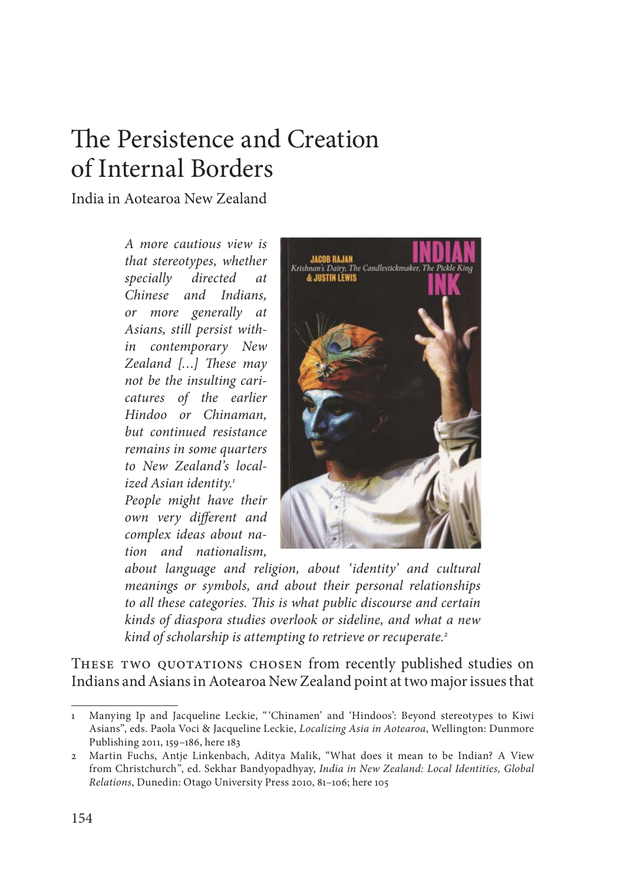# The Persistence and Creation of Internal Borders

India in Aotearoa New Zealand

> *A more cautious view is that stereotypes, whether specially directed at Chinese and Indians, or more generally at Asians, still persist within contemporary New Zealand […] These may not be the insulting caricatures of the earlier Hindoo or Chinaman, but continued resistance remains in some quarters to New Zealand's localized Asian identity.*[1]

> *People might have their own very different and complex ideas about nation and nationalism, about language and religion, about 'identity' and cultural meanings or symbols, and about their personal relationships to all these categories. This is what public discourse and certain kinds of diaspora studies overlook or sideline, and what a new kind of scholarship is attempting to retrieve or recuperate.*[2]

These two quotations chosen from recently published studies on Indians and Asians in Aotearoa New Zealand point at two major issues that

---

1 Manying Ip and Jacqueline Leckie, "'Chinamen' and 'Hindoos': Beyond stereotypes to Kiwi Asians", eds. Paola Voci & Jacqueline Leckie, *Localizing Asia in Aotearoa*, Wellington: Dunmore Publishing 2011, 159–186, here 183

2 Martin Fuchs, Antje Linkenbach, Aditya Malik, "What does it mean to be Indian? A View from Christchurch", ed. Sekhar Bandyopadhyay, *India in New Zealand: Local Identities, Global Relations*, Dunedin: Otago University Press 2010, 81–106; here 105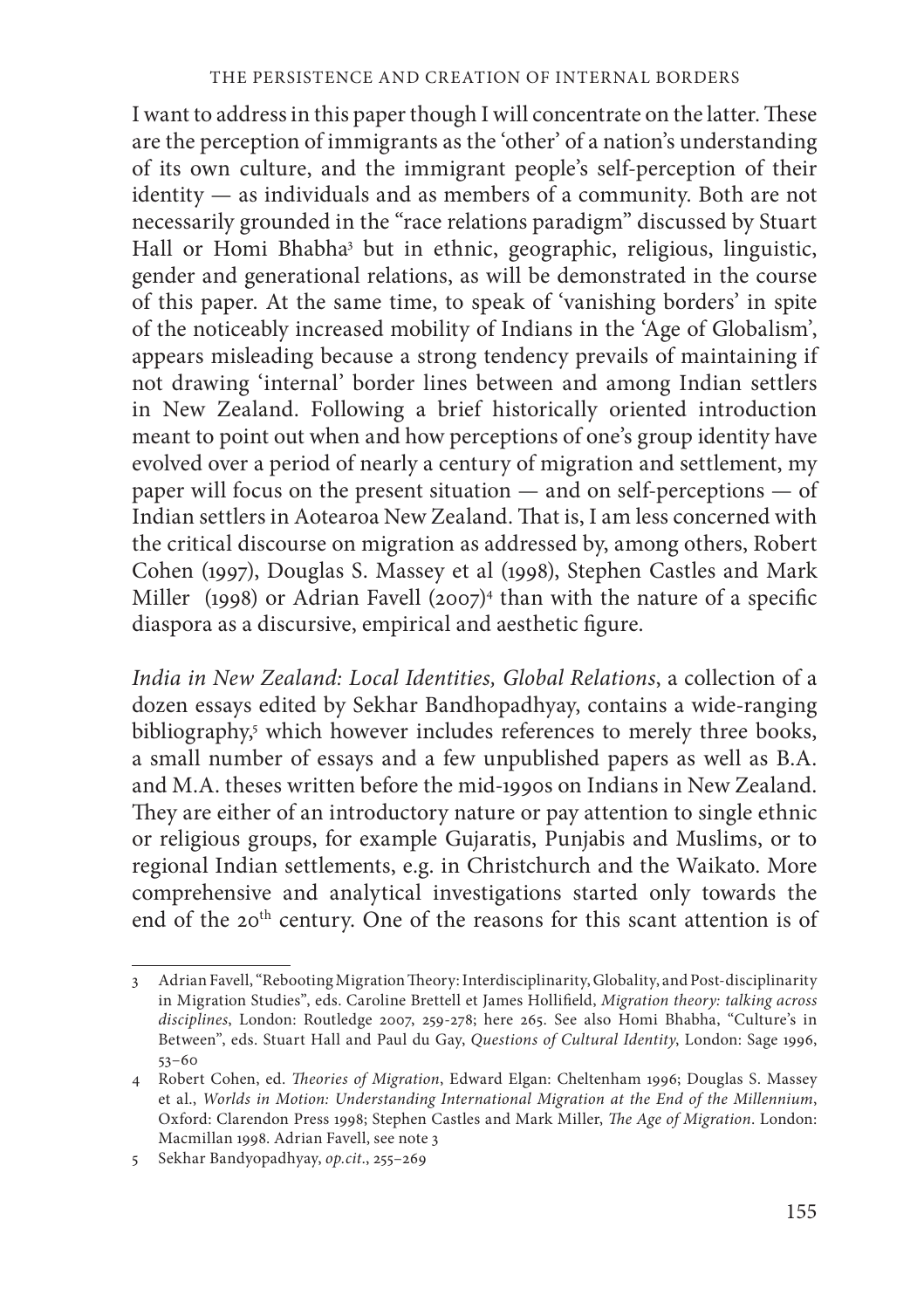I want to address in this paper though I will concentrate on the latter. These are the perception of immigrants as the 'other' of a nation's understanding of its own culture, and the immigrant people's self-perception of their identity — as individuals and as members of a community. Both are not necessarily grounded in the "race relations paradigm" discussed by Stuart Hall or Homi Bhabha[3] but in ethnic, geographic, religious, linguistic, gender and generational relations, as will be demonstrated in the course of this paper. At the same time, to speak of 'vanishing borders' in spite of the noticeably increased mobility of Indians in the 'Age of Globalism', appears misleading because a strong tendency prevails of maintaining if not drawing 'internal' border lines between and among Indian settlers in New Zealand. Following a brief historically oriented introduction meant to point out when and how perceptions of one's group identity have evolved over a period of nearly a century of migration and settlement, my paper will focus on the present situation — and on self-perceptions — of Indian settlers in Aotearoa New Zealand. That is, I am less concerned with the critical discourse on migration as addressed by, among others, Robert Cohen (1997), Douglas S. Massey et al (1998), Stephen Castles and Mark Miller (1998) or Adrian Favell (2007)[4] than with the nature of a specific diaspora as a discursive, empirical and aesthetic figure.

*India in New Zealand: Local Identities, Global Relations*, a collection of a dozen essays edited by Sekhar Bandhopadhyay, contains a wide-ranging bibliography,[5] which however includes references to merely three books, a small number of essays and a few unpublished papers as well as B.A. and M.A. theses written before the mid-1990s on Indians in New Zealand. They are either of an introductory nature or pay attention to single ethnic or religious groups, for example Gujaratis, Punjabis and Muslims, or to regional Indian settlements, e.g. in Christchurch and the Waikato. More comprehensive and analytical investigations started only towards the end of the 20th century. One of the reasons for this scant attention is of

---

3 Adrian Favell, "Rebooting Migration Theory: Interdisciplinarity, Globality, and Post-disciplinarity in Migration Studies", eds. Caroline Brettell et James Hollifield, *Migration theory: talking across disciplines*, London: Routledge 2007, 259-278; here 265. See also Homi Bhabha, "Culture's in Between", eds. Stuart Hall and Paul du Gay, *Questions of Cultural Identity*, London: Sage 1996, 53–60

4 Robert Cohen, ed. *Theories of Migration*, Edward Elgan: Cheltenham 1996; Douglas S. Massey et al., *Worlds in Motion: Understanding International Migration at the End of the Millennium*, Oxford: Clarendon Press 1998; Stephen Castles and Mark Miller, *The Age of Migration*. London: Macmillan 1998. Adrian Favell, see note 3

5 Sekhar Bandyopadhyay, *op.cit*., 255–269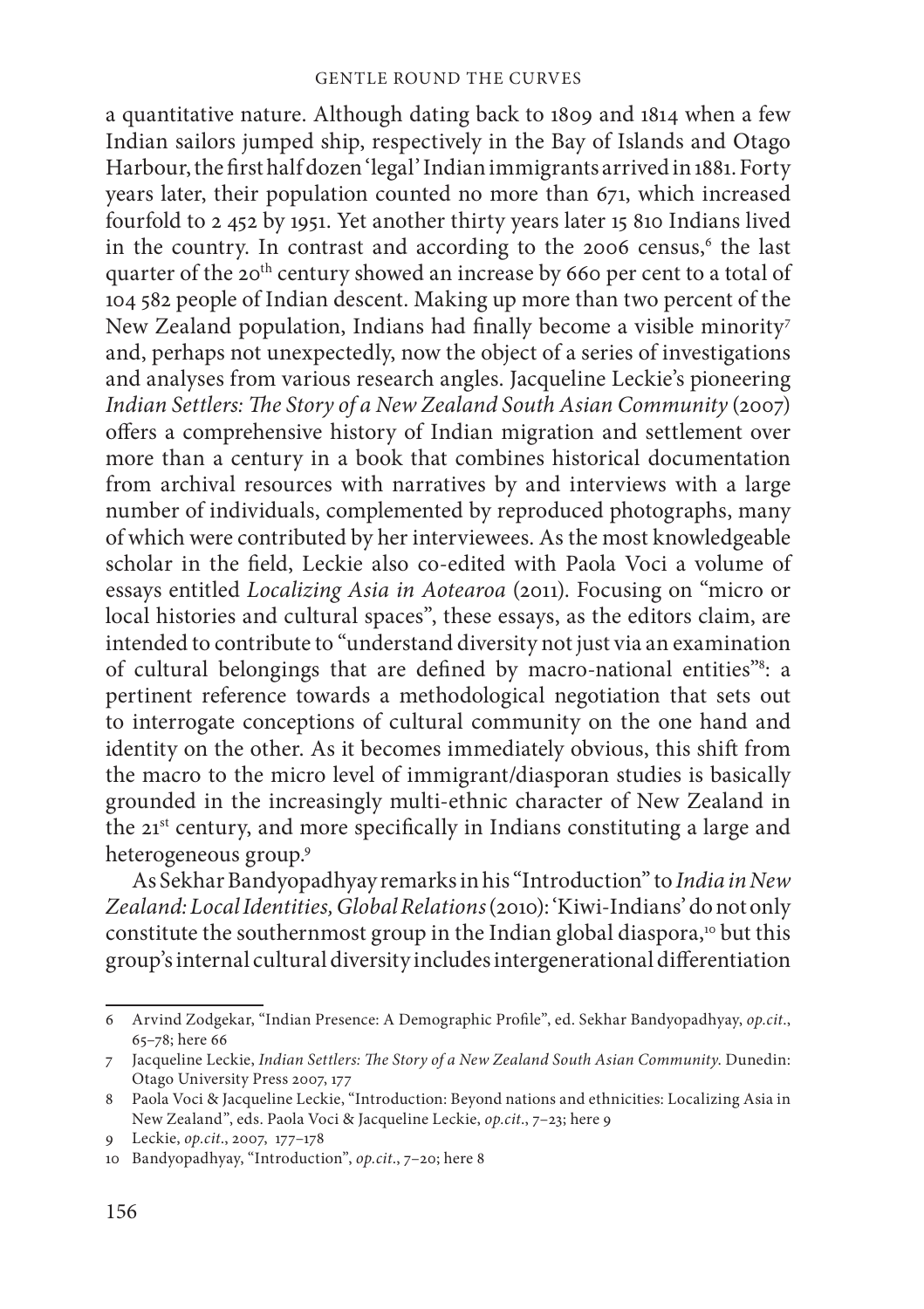a quantitative nature. Although dating back to 1809 and 1814 when a few Indian sailors jumped ship, respectively in the Bay of Islands and Otago Harbour, the first half dozen 'legal' Indian immigrants arrived in 1881. Forty years later, their population counted no more than 671, which increased fourfold to 2 452 by 1951. Yet another thirty years later 15 810 Indians lived in the country. In contrast and according to the 2006 census,[6] the last quarter of the 20th century showed an increase by 660 per cent to a total of 104 582 people of Indian descent. Making up more than two percent of the New Zealand population, Indians had finally become a visible minority[7] and, perhaps not unexpectedly, now the object of a series of investigations and analyses from various research angles. Jacqueline Leckie's pioneering *Indian Settlers: The Story of a New Zealand South Asian Community* (2007) offers a comprehensive history of Indian migration and settlement over more than a century in a book that combines historical documentation from archival resources with narratives by and interviews with a large number of individuals, complemented by reproduced photographs, many of which were contributed by her interviewees. As the most knowledgeable scholar in the field, Leckie also co-edited with Paola Voci a volume of essays entitled *Localizing Asia in Aotearoa* (2011). Focusing on "micro or local histories and cultural spaces", these essays, as the editors claim, are intended to contribute to "understand diversity not just via an examination of cultural belongings that are defined by macro-national entities"[8]: a pertinent reference towards a methodological negotiation that sets out to interrogate conceptions of cultural community on the one hand and identity on the other. As it becomes immediately obvious, this shift from the macro to the micro level of immigrant/diasporan studies is basically grounded in the increasingly multi-ethnic character of New Zealand in the 21st century, and more specifically in Indians constituting a large and heterogeneous group.[9]

As Sekhar Bandyopadhyay remarks in his "Introduction" to *India in New Zealand: Local Identities, Global Relations* (2010): 'Kiwi-Indians' do not only constitute the southernmost group in the Indian global diaspora,[10] but this group's internal cultural diversity includes intergenerational differentiation

---

6 Arvind Zodgekar, "Indian Presence: A Demographic Profile", ed. Sekhar Bandyopadhyay, *op.cit.*, 65–78; here 66

7 Jacqueline Leckie, *Indian Settlers: The Story of a New Zealand South Asian Community*. Dunedin: Otago University Press 2007, 177

8 Paola Voci & Jacqueline Leckie, "Introduction: Beyond nations and ethnicities: Localizing Asia in New Zealand", eds. Paola Voci & Jacqueline Leckie, *op.cit.*, 7–23; here 9

9 Leckie, *op.cit.*, 2007, 177–178

10 Bandyopadhyay, "Introduction", *op.cit.*, 7–20; here 8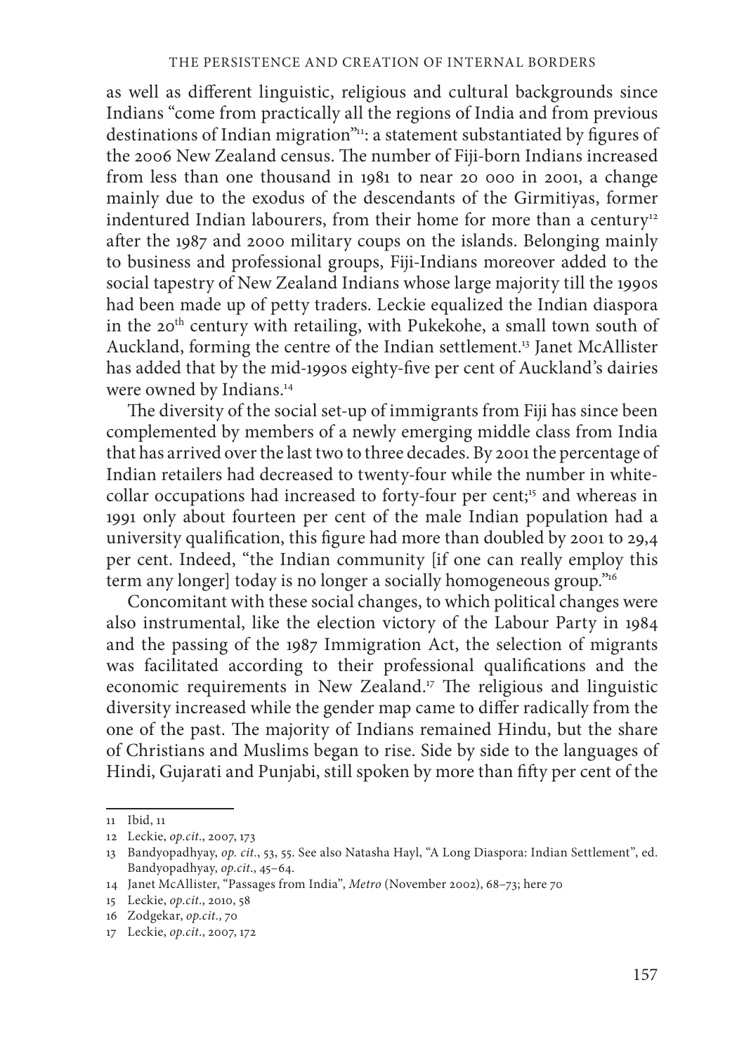as well as different linguistic, religious and cultural backgrounds since Indians "come from practically all the regions of India and from previous destinations of Indian migration"[11]: a statement substantiated by figures of the 2006 New Zealand census. The number of Fiji-born Indians increased from less than one thousand in 1981 to near 20 000 in 2001, a change mainly due to the exodus of the descendants of the Girmitiyas, former indentured Indian labourers, from their home for more than a century[12] after the 1987 and 2000 military coups on the islands. Belonging mainly to business and professional groups, Fiji-Indians moreover added to the social tapestry of New Zealand Indians whose large majority till the 1990s had been made up of petty traders. Leckie equalized the Indian diaspora in the 20th century with retailing, with Pukekohe, a small town south of Auckland, forming the centre of the Indian settlement.[13] Janet McAllister has added that by the mid-1990s eighty-five per cent of Auckland's dairies were owned by Indians.[14]

The diversity of the social set-up of immigrants from Fiji has since been complemented by members of a newly emerging middle class from India that has arrived over the last two to three decades. By 2001 the percentage of Indian retailers had decreased to twenty-four while the number in white-collar occupations had increased to forty-four per cent;[15] and whereas in 1991 only about fourteen per cent of the male Indian population had a university qualification, this figure had more than doubled by 2001 to 29,4 per cent. Indeed, "the Indian community [if one can really employ this term any longer] today is no longer a socially homogeneous group."[16]

Concomitant with these social changes, to which political changes were also instrumental, like the election victory of the Labour Party in 1984 and the passing of the 1987 Immigration Act, the selection of migrants was facilitated according to their professional qualifications and the economic requirements in New Zealand.[17] The religious and linguistic diversity increased while the gender map came to differ radically from the one of the past. The majority of Indians remained Hindu, but the share of Christians and Muslims began to rise. Side by side to the languages of Hindi, Gujarati and Punjabi, still spoken by more than fifty per cent of the

---

11 Ibid, 11

12 Leckie, *op.cit.*, 2007, 173

13 Bandyopadhyay, *op. cit.*, 53, 55. See also Natasha Hayl, "A Long Diaspora: Indian Settlement", ed. Bandyopadhyay, *op.cit.*, 45–64.

14 Janet McAllister, "Passages from India", *Metro* (November 2002), 68–73; here 70

15 Leckie, *op.cit.*, 2010, 58

16 Zodgekar, *op.cit.*, 70

17 Leckie, *op.cit.*, 2007, 172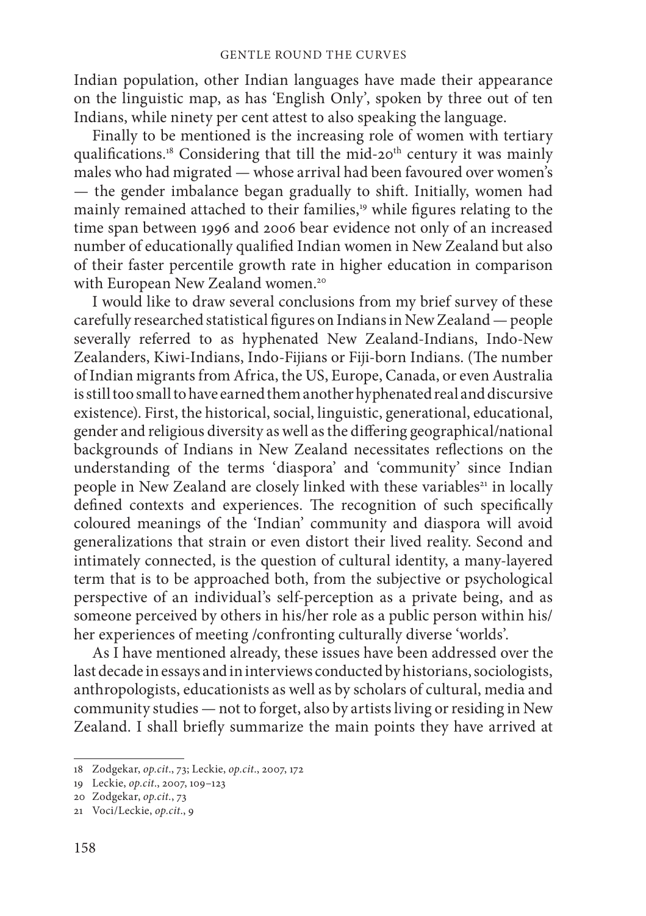Indian population, other Indian languages have made their appearance on the linguistic map, as has 'English Only', spoken by three out of ten Indians, while ninety per cent attest to also speaking the language.

Finally to be mentioned is the increasing role of women with tertiary qualifications.[18] Considering that till the mid-20th century it was mainly males who had migrated — whose arrival had been favoured over women's — the gender imbalance began gradually to shift. Initially, women had mainly remained attached to their families,[19] while figures relating to the time span between 1996 and 2006 bear evidence not only of an increased number of educationally qualified Indian women in New Zealand but also of their faster percentile growth rate in higher education in comparison with European New Zealand women.[20]

I would like to draw several conclusions from my brief survey of these carefully researched statistical figures on Indians in New Zealand — people severally referred to as hyphenated New Zealand-Indians, Indo-New Zealanders, Kiwi-Indians, Indo-Fijians or Fiji-born Indians. (The number of Indian migrants from Africa, the US, Europe, Canada, or even Australia is still too small to have earned them another hyphenated real and discursive existence). First, the historical, social, linguistic, generational, educational, gender and religious diversity as well as the differing geographical/national backgrounds of Indians in New Zealand necessitates reflections on the understanding of the terms 'diaspora' and 'community' since Indian people in New Zealand are closely linked with these variables[21] in locally defined contexts and experiences. The recognition of such specifically coloured meanings of the 'Indian' community and diaspora will avoid generalizations that strain or even distort their lived reality. Second and intimately connected, is the question of cultural identity, a many-layered term that is to be approached both, from the subjective or psychological perspective of an individual's self-perception as a private being, and as someone perceived by others in his/her role as a public person within his/her experiences of meeting /confronting culturally diverse 'worlds'.

As I have mentioned already, these issues have been addressed over the last decade in essays and in interviews conducted by historians, sociologists, anthropologists, educationists as well as by scholars of cultural, media and community studies — not to forget, also by artists living or residing in New Zealand. I shall briefly summarize the main points they have arrived at

---

18 Zodgekar, *op.cit*., 73; Leckie, *op.cit*., 2007, 172

19 Leckie, *op.cit*., 2007, 109–123

20 Zodgekar, *op.cit*., 73

21 Voci/Leckie, *op.cit*., 9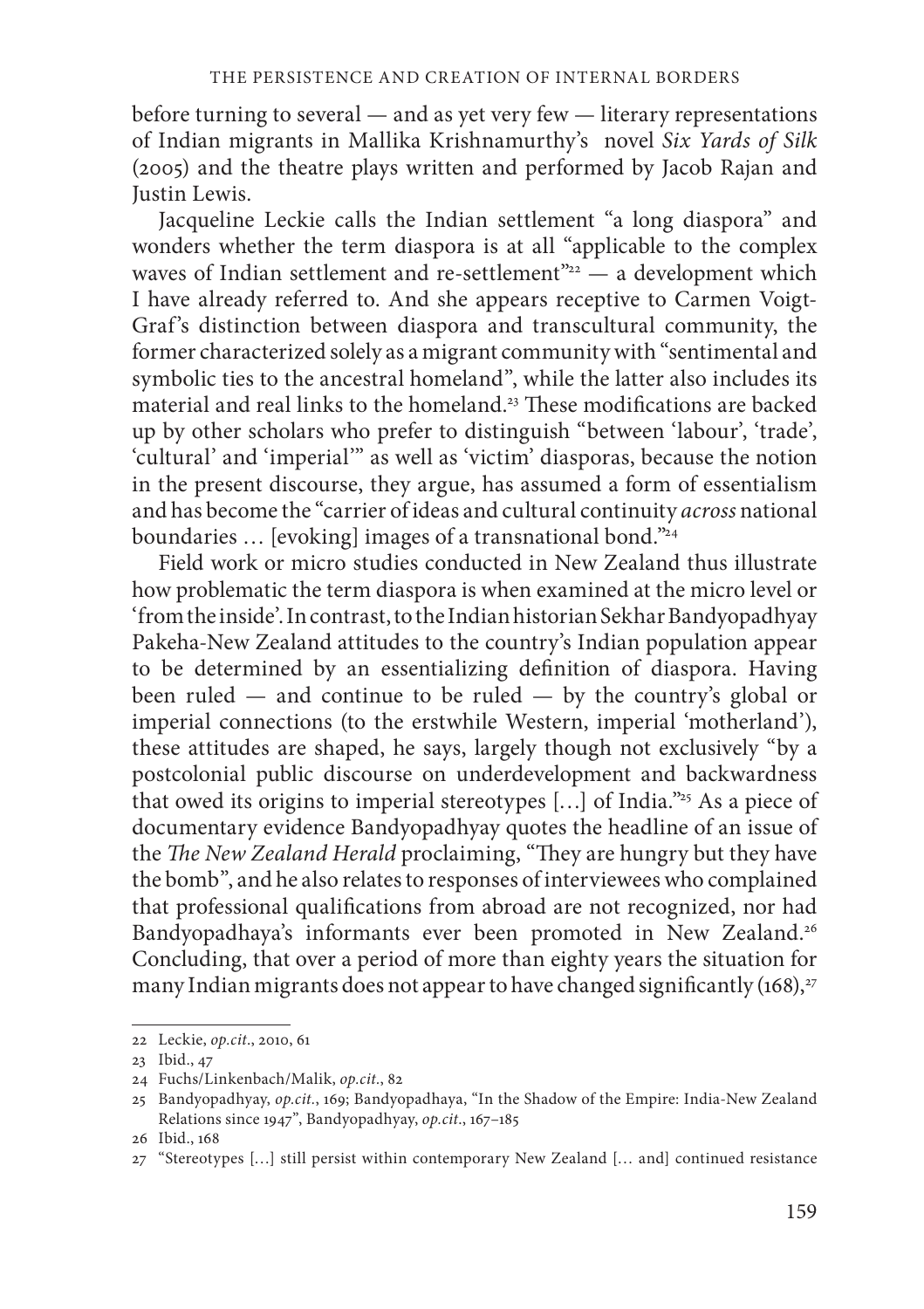before turning to several — and as yet very few — literary representations of Indian migrants in Mallika Krishnamurthy's novel *Six Yards of Silk* (2005) and the theatre plays written and performed by Jacob Rajan and Justin Lewis.

Jacqueline Leckie calls the Indian settlement "a long diaspora" and wonders whether the term diaspora is at all "applicable to the complex waves of Indian settlement and re-settlement"[22] — a development which I have already referred to. And she appears receptive to Carmen Voigt-Graf's distinction between diaspora and transcultural community, the former characterized solely as a migrant community with "sentimental and symbolic ties to the ancestral homeland", while the latter also includes its material and real links to the homeland.[23] These modifications are backed up by other scholars who prefer to distinguish "between 'labour', 'trade', 'cultural' and 'imperial'" as well as 'victim' diasporas, because the notion in the present discourse, they argue, has assumed a form of essentialism and has become the "carrier of ideas and cultural continuity *across* national boundaries … [evoking] images of a transnational bond."[24]

Field work or micro studies conducted in New Zealand thus illustrate how problematic the term diaspora is when examined at the micro level or 'from the inside'. In contrast, to the Indian historian Sekhar Bandyopadhyay Pakeha-New Zealand attitudes to the country's Indian population appear to be determined by an essentializing definition of diaspora. Having been ruled — and continue to be ruled — by the country's global or imperial connections (to the erstwhile Western, imperial 'motherland'), these attitudes are shaped, he says, largely though not exclusively "by a postcolonial public discourse on underdevelopment and backwardness that owed its origins to imperial stereotypes […] of India."[25] As a piece of documentary evidence Bandyopadhyay quotes the headline of an issue of the *The New Zealand Herald* proclaiming, "They are hungry but they have the bomb", and he also relates to responses of interviewees who complained that professional qualifications from abroad are not recognized, nor had Bandyopadhaya's informants ever been promoted in New Zealand.[26] Concluding, that over a period of more than eighty years the situation for many Indian migrants does not appear to have changed significantly (168),[27]

---

22 Leckie, *op.cit.*, 2010, 61

23 Ibid., 47

24 Fuchs/Linkenbach/Malik, *op.cit.*, 82

25 Bandyopadhyay, *op.cit.*, 169; Bandyopadhaya, "In the Shadow of the Empire: India-New Zealand Relations since 1947", Bandyopadhyay, *op.cit.*, 167–185

26 Ibid., 168

27 "Stereotypes […] still persist within contemporary New Zealand [… and] continued resistance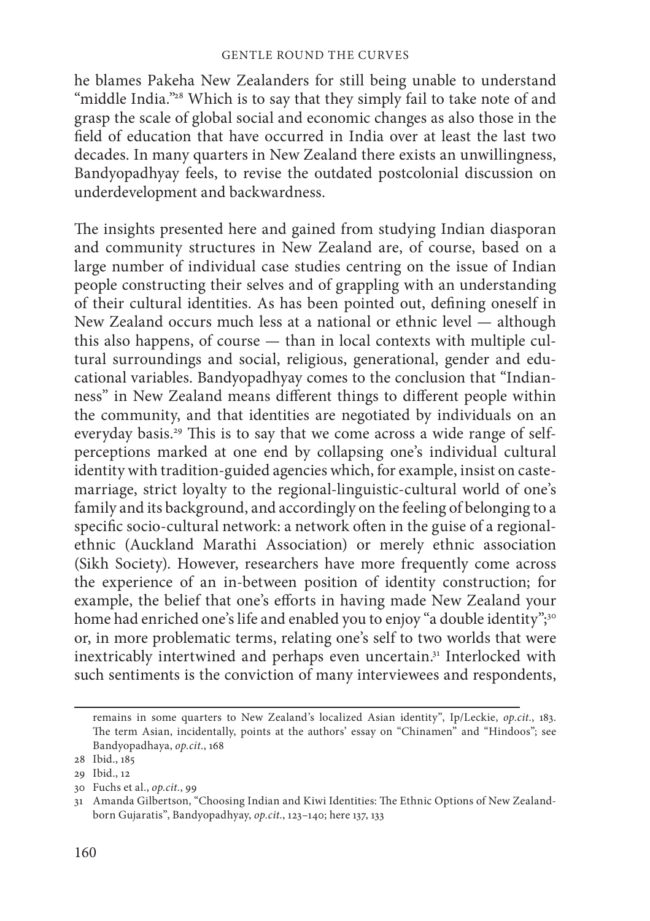he blames Pakeha New Zealanders for still being unable to understand "middle India."[28] Which is to say that they simply fail to take note of and grasp the scale of global social and economic changes as also those in the field of education that have occurred in India over at least the last two decades. In many quarters in New Zealand there exists an unwillingness, Bandyopadhyay feels, to revise the outdated postcolonial discussion on underdevelopment and backwardness.

The insights presented here and gained from studying Indian diasporan and community structures in New Zealand are, of course, based on a large number of individual case studies centring on the issue of Indian people constructing their selves and of grappling with an understanding of their cultural identities. As has been pointed out, defining oneself in New Zealand occurs much less at a national or ethnic level — although this also happens, of course — than in local contexts with multiple cultural surroundings and social, religious, generational, gender and educational variables. Bandyopadhyay comes to the conclusion that "Indianness" in New Zealand means different things to different people within the community, and that identities are negotiated by individuals on an everyday basis.[29] This is to say that we come across a wide range of self-perceptions marked at one end by collapsing one's individual cultural identity with tradition-guided agencies which, for example, insist on caste-marriage, strict loyalty to the regional-linguistic-cultural world of one's family and its background, and accordingly on the feeling of belonging to a specific socio-cultural network: a network often in the guise of a regional-ethnic (Auckland Marathi Association) or merely ethnic association (Sikh Society). However, researchers have more frequently come across the experience of an in-between position of identity construction; for example, the belief that one's efforts in having made New Zealand your home had enriched one's life and enabled you to enjoy "a double identity";[30] or, in more problematic terms, relating one's self to two worlds that were inextricably intertwined and perhaps even uncertain.[31] Interlocked with such sentiments is the conviction of many interviewees and respondents,

---

remains in some quarters to New Zealand's localized Asian identity", Ip/Leckie, *op.cit.*, 183. The term Asian, incidentally, points at the authors' essay on "Chinamen" and "Hindoos"; see Bandyopadhaya, *op.cit.*, 168

28 Ibid., 185

29 Ibid., 12

30 Fuchs et al., *op.cit.*, 99

31 Amanda Gilbertson, "Choosing Indian and Kiwi Identities: The Ethnic Options of New Zealand-born Gujaratis", Bandyopadhyay, *op.cit.*, 123–140; here 137, 133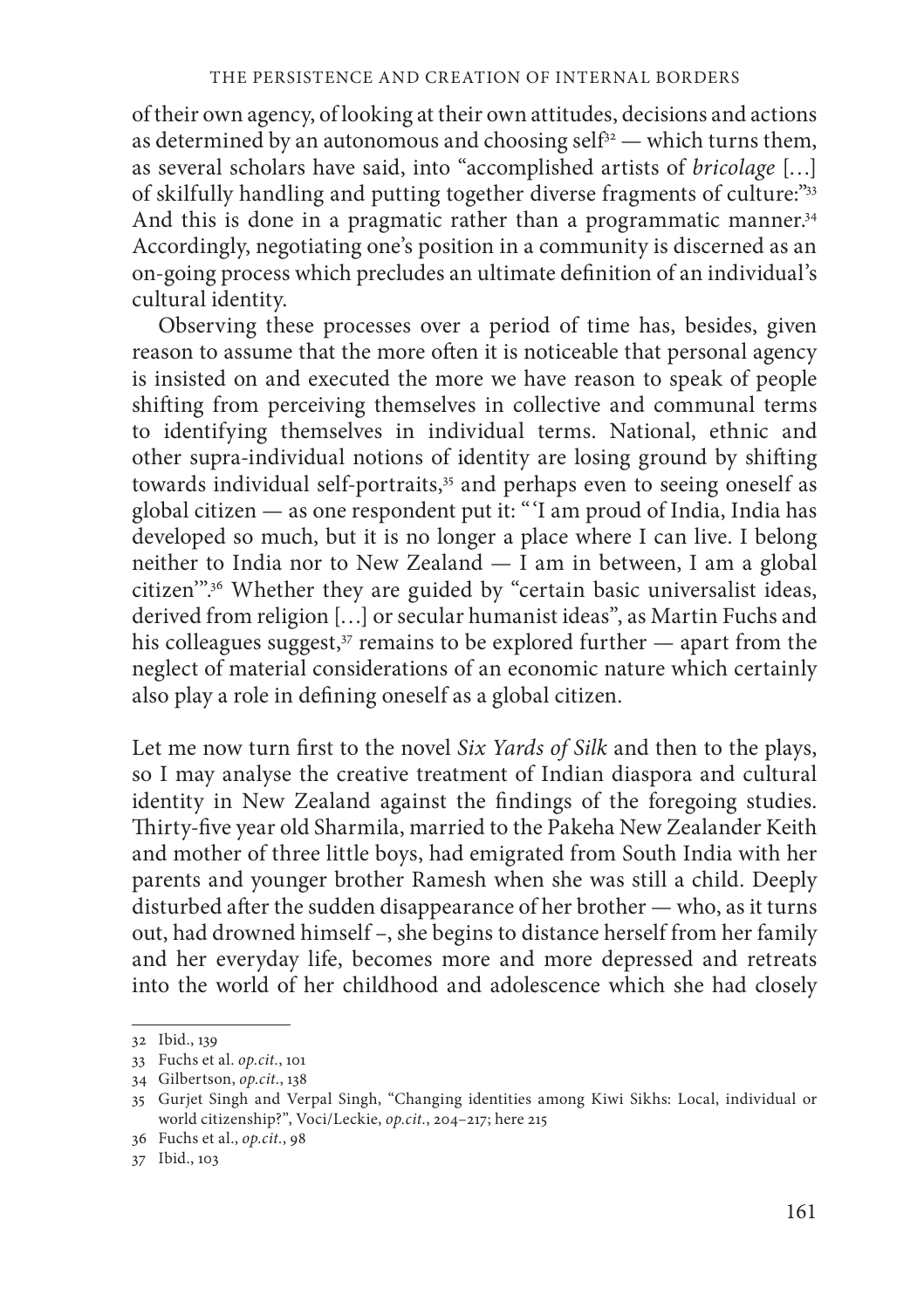of their own agency, of looking at their own attitudes, decisions and actions as determined by an autonomous and choosing self[32] — which turns them, as several scholars have said, into "accomplished artists of *bricolage* […] of skilfully handling and putting together diverse fragments of culture:"[33] And this is done in a pragmatic rather than a programmatic manner.[34] Accordingly, negotiating one's position in a community is discerned as an on-going process which precludes an ultimate definition of an individual's cultural identity.

Observing these processes over a period of time has, besides, given reason to assume that the more often it is noticeable that personal agency is insisted on and executed the more we have reason to speak of people shifting from perceiving themselves in collective and communal terms to identifying themselves in individual terms. National, ethnic and other supra-individual notions of identity are losing ground by shifting towards individual self-portraits,[35] and perhaps even to seeing oneself as global citizen — as one respondent put it: "'I am proud of India, India has developed so much, but it is no longer a place where I can live. I belong neither to India nor to New Zealand — I am in between, I am a global citizen'".[36] Whether they are guided by "certain basic universalist ideas, derived from religion […] or secular humanist ideas", as Martin Fuchs and his colleagues suggest,[37] remains to be explored further — apart from the neglect of material considerations of an economic nature which certainly also play a role in defining oneself as a global citizen.

Let me now turn first to the novel *Six Yards of Silk* and then to the plays, so I may analyse the creative treatment of Indian diaspora and cultural identity in New Zealand against the findings of the foregoing studies. Thirty-five year old Sharmila, married to the Pakeha New Zealander Keith and mother of three little boys, had emigrated from South India with her parents and younger brother Ramesh when she was still a child. Deeply disturbed after the sudden disappearance of her brother — who, as it turns out, had drowned himself –, she begins to distance herself from her family and her everyday life, becomes more and more depressed and retreats into the world of her childhood and adolescence which she had closely

32 Ibid., 139

33 Fuchs et al. *op.cit.*, 101

34 Gilbertson, *op.cit.*, 138

35 Gurjet Singh and Verpal Singh, "Changing identities among Kiwi Sikhs: Local, individual or world citizenship?", Voci/Leckie, *op.cit.*, 204–217; here 215

36 Fuchs et al., *op.cit.*, 98

37 Ibid., 103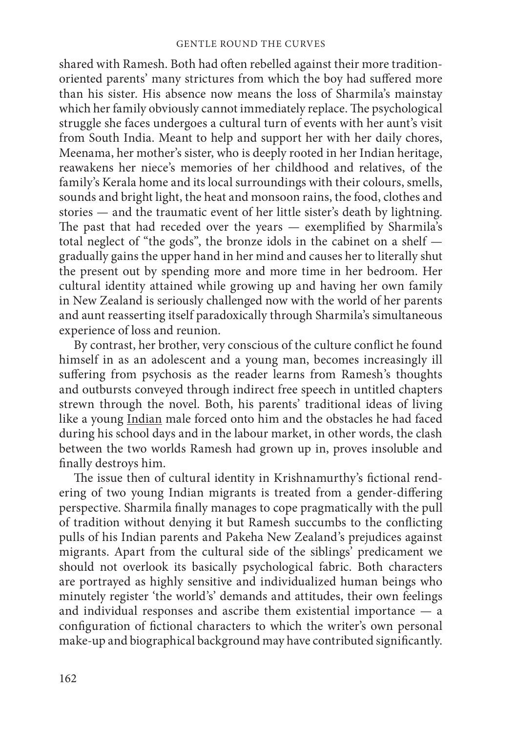shared with Ramesh. Both had often rebelled against their more tradition-oriented parents' many strictures from which the boy had suffered more than his sister. His absence now means the loss of Sharmila's mainstay which her family obviously cannot immediately replace. The psychological struggle she faces undergoes a cultural turn of events with her aunt's visit from South India. Meant to help and support her with her daily chores, Meenama, her mother's sister, who is deeply rooted in her Indian heritage, reawakens her niece's memories of her childhood and relatives, of the family's Kerala home and its local surroundings with their colours, smells, sounds and bright light, the heat and monsoon rains, the food, clothes and stories — and the traumatic event of her little sister's death by lightning. The past that had receded over the years — exemplified by Sharmila's total neglect of "the gods", the bronze idols in the cabinet on a shelf — gradually gains the upper hand in her mind and causes her to literally shut the present out by spending more and more time in her bedroom. Her cultural identity attained while growing up and having her own family in New Zealand is seriously challenged now with the world of her parents and aunt reasserting itself paradoxically through Sharmila's simultaneous experience of loss and reunion.

By contrast, her brother, very conscious of the culture conflict he found himself in as an adolescent and a young man, becomes increasingly ill suffering from psychosis as the reader learns from Ramesh's thoughts and outbursts conveyed through indirect free speech in untitled chapters strewn through the novel. Both, his parents' traditional ideas of living like a young <u>Indian</u> male forced onto him and the obstacles he had faced during his school days and in the labour market, in other words, the clash between the two worlds Ramesh had grown up in, proves insoluble and finally destroys him.

The issue then of cultural identity in Krishnamurthy's fictional rendering of two young Indian migrants is treated from a gender-differing perspective. Sharmila finally manages to cope pragmatically with the pull of tradition without denying it but Ramesh succumbs to the conflicting pulls of his Indian parents and Pakeha New Zealand's prejudices against migrants. Apart from the cultural side of the siblings' predicament we should not overlook its basically psychological fabric. Both characters are portrayed as highly sensitive and individualized human beings who minutely register 'the world's' demands and attitudes, their own feelings and individual responses and ascribe them existential importance — a configuration of fictional characters to which the writer's own personal make-up and biographical background may have contributed significantly.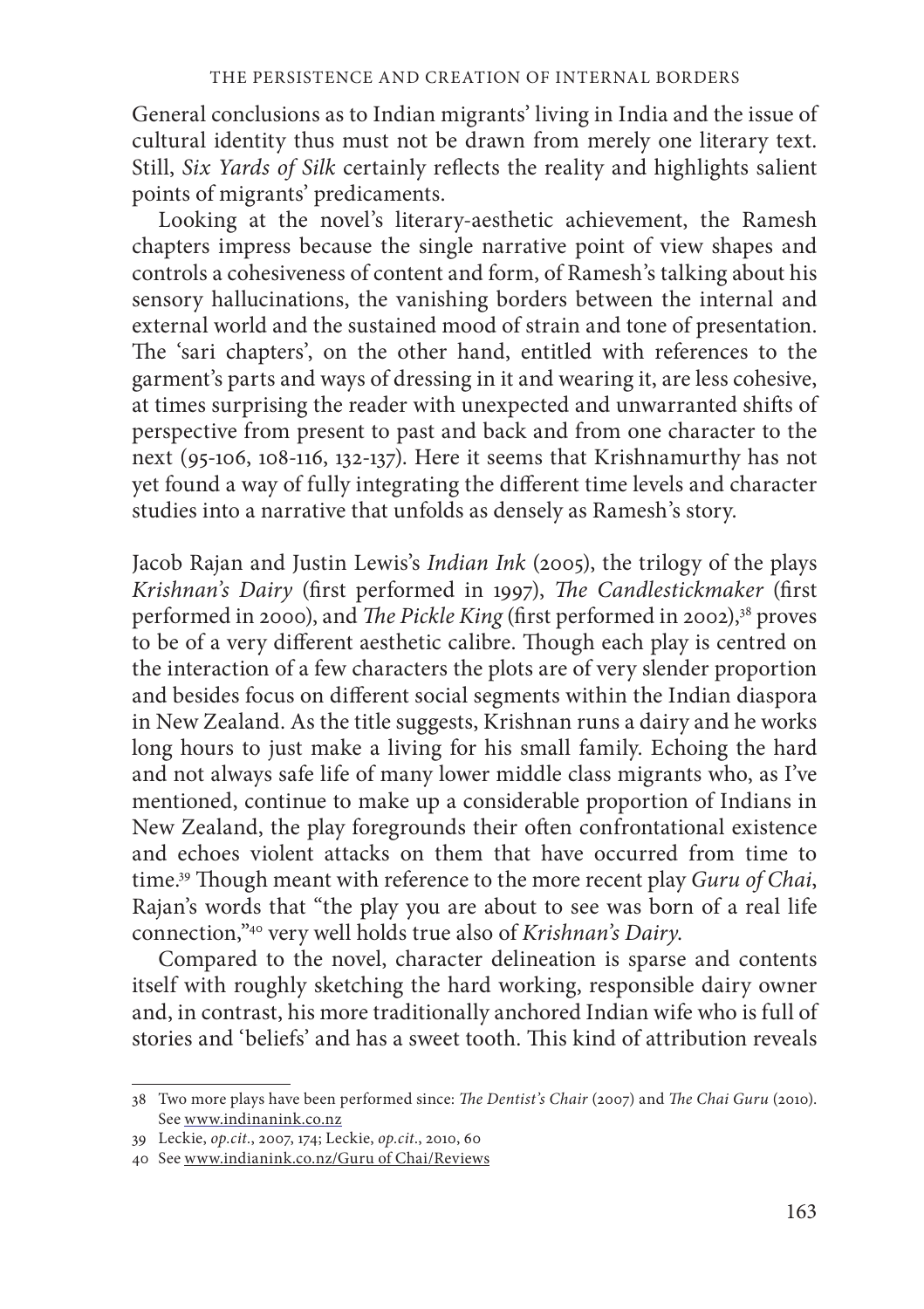General conclusions as to Indian migrants' living in India and the issue of cultural identity thus must not be drawn from merely one literary text. Still, *Six Yards of Silk* certainly reflects the reality and highlights salient points of migrants' predicaments.

Looking at the novel's literary-aesthetic achievement, the Ramesh chapters impress because the single narrative point of view shapes and controls a cohesiveness of content and form, of Ramesh's talking about his sensory hallucinations, the vanishing borders between the internal and external world and the sustained mood of strain and tone of presentation. The 'sari chapters', on the other hand, entitled with references to the garment's parts and ways of dressing in it and wearing it, are less cohesive, at times surprising the reader with unexpected and unwarranted shifts of perspective from present to past and back and from one character to the next (95-106, 108-116, 132-137). Here it seems that Krishnamurthy has not yet found a way of fully integrating the different time levels and character studies into a narrative that unfolds as densely as Ramesh's story.

Jacob Rajan and Justin Lewis's *Indian Ink* (2005), the trilogy of the plays *Krishnan's Dairy* (first performed in 1997), *The Candlestickmaker* (first performed in 2000), and *The Pickle King* (first performed in 2002),[38] proves to be of a very different aesthetic calibre. Though each play is centred on the interaction of a few characters the plots are of very slender proportion and besides focus on different social segments within the Indian diaspora in New Zealand. As the title suggests, Krishnan runs a dairy and he works long hours to just make a living for his small family. Echoing the hard and not always safe life of many lower middle class migrants who, as I've mentioned, continue to make up a considerable proportion of Indians in New Zealand, the play foregrounds their often confrontational existence and echoes violent attacks on them that have occurred from time to time.[39] Though meant with reference to the more recent play *Guru of Chai*, Rajan's words that "the play you are about to see was born of a real life connection,"[40] very well holds true also of *Krishnan's Dairy*.

Compared to the novel, character delineation is sparse and contents itself with roughly sketching the hard working, responsible dairy owner and, in contrast, his more traditionally anchored Indian wife who is full of stories and 'beliefs' and has a sweet tooth. This kind of attribution reveals

---

38 Two more plays have been performed since: *The Dentist's Chair* (2007) and *The Chai Guru* (2010). See www.indinanink.co.nz

39 Leckie, *op.cit.*, 2007, 174; Leckie, *op.cit.*, 2010, 60

40 See www.indianink.co.nz/Guru of Chai/Reviews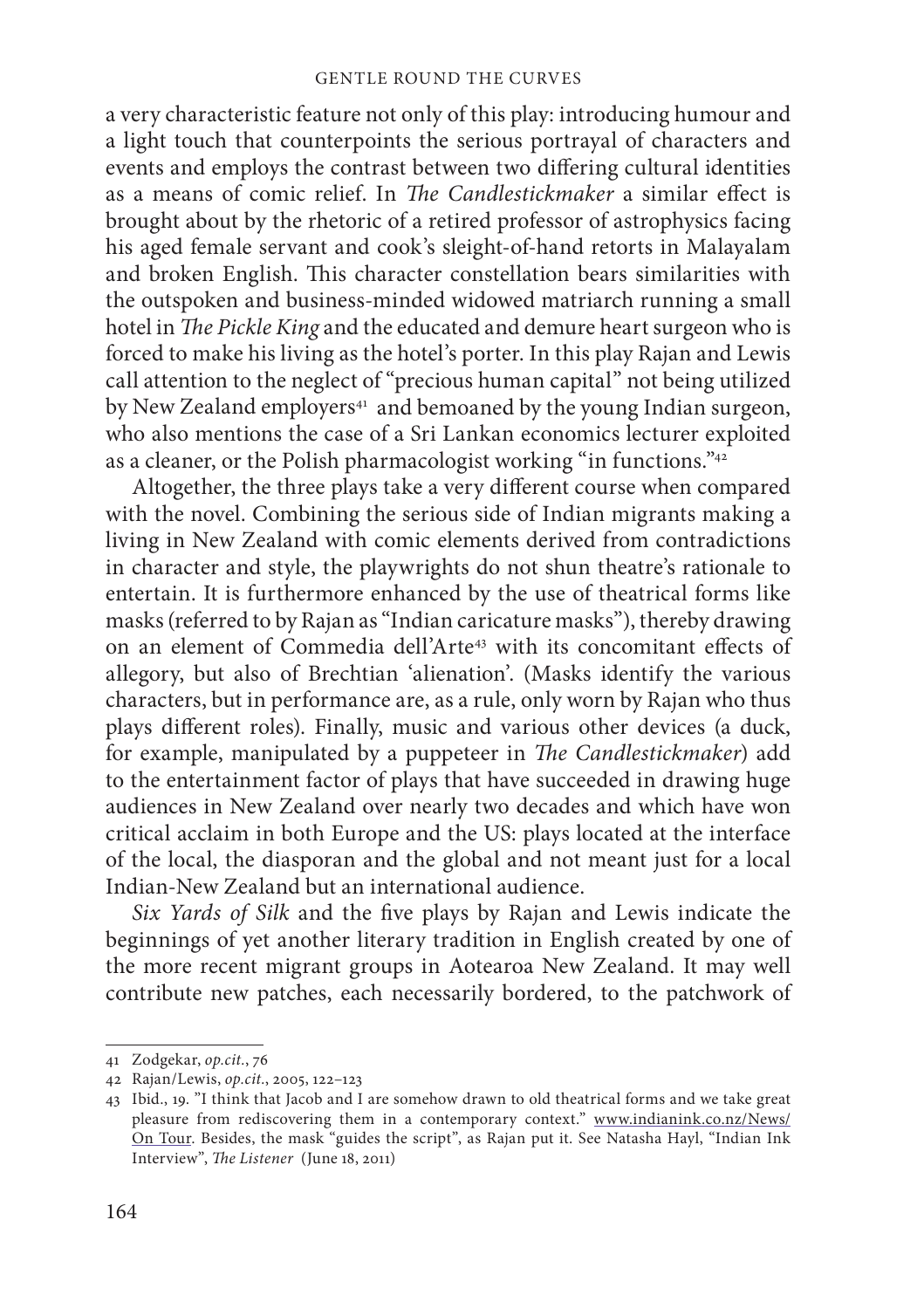a very characteristic feature not only of this play: introducing humour and a light touch that counterpoints the serious portrayal of characters and events and employs the contrast between two differing cultural identities as a means of comic relief. In *The Candlestickmaker* a similar effect is brought about by the rhetoric of a retired professor of astrophysics facing his aged female servant and cook's sleight-of-hand retorts in Malayalam and broken English. This character constellation bears similarities with the outspoken and business-minded widowed matriarch running a small hotel in *The Pickle King* and the educated and demure heart surgeon who is forced to make his living as the hotel's porter. In this play Rajan and Lewis call attention to the neglect of "precious human capital" not being utilized by New Zealand employers[41] and bemoaned by the young Indian surgeon, who also mentions the case of a Sri Lankan economics lecturer exploited as a cleaner, or the Polish pharmacologist working "in functions."[42]

Altogether, the three plays take a very different course when compared with the novel. Combining the serious side of Indian migrants making a living in New Zealand with comic elements derived from contradictions in character and style, the playwrights do not shun theatre's rationale to entertain. It is furthermore enhanced by the use of theatrical forms like masks (referred to by Rajan as "Indian caricature masks"), thereby drawing on an element of Commedia dell'Arte[43] with its concomitant effects of allegory, but also of Brechtian 'alienation'. (Masks identify the various characters, but in performance are, as a rule, only worn by Rajan who thus plays different roles). Finally, music and various other devices (a duck, for example, manipulated by a puppeteer in *The Candlestickmaker*) add to the entertainment factor of plays that have succeeded in drawing huge audiences in New Zealand over nearly two decades and which have won critical acclaim in both Europe and the US: plays located at the interface of the local, the diasporan and the global and not meant just for a local Indian-New Zealand but an international audience.

*Six Yards of Silk* and the five plays by Rajan and Lewis indicate the beginnings of yet another literary tradition in English created by one of the more recent migrant groups in Aotearoa New Zealand. It may well contribute new patches, each necessarily bordered, to the patchwork of

---

41 Zodgekar, *op.cit.*, 76

42 Rajan/Lewis, *op.cit.*, 2005, 122–123

43 Ibid., 19. "I think that Jacob and I are somehow drawn to old theatrical forms and we take great pleasure from rediscovering them in a contemporary context." www.indianink.co.nz/News/On Tour. Besides, the mask "guides the script", as Rajan put it. See Natasha Hayl, "Indian Ink Interview", *The Listener* (June 18, 2011)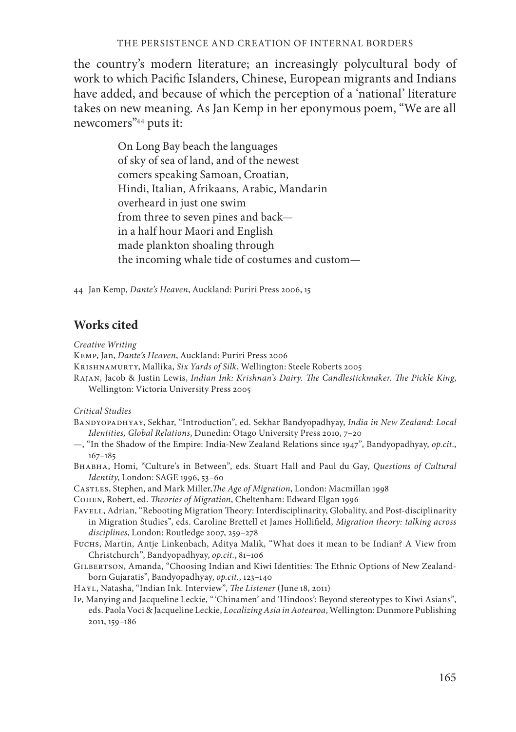the country's modern literature; an increasingly polycultural body of work to which Pacific Islanders, Chinese, European migrants and Indians have added, and because of which the perception of a 'national' literature takes on new meaning. As Jan Kemp in her eponymous poem, "We are all newcomers"[44] puts it:

> On Long Bay beach the languages  
> of sky of sea of land, and of the newest  
> comers speaking Samoan, Croatian,  
> Hindi, Italian, Afrikaans, Arabic, Mandarin  
> overheard in just one swim  
> from three to seven pines and back—  
> in a half hour Maori and English  
> made plankton shoaling through  
> the incoming whale tide of costumes and custom—

44 Jan Kemp, *Dante's Heaven*, Auckland: Puriri Press 2006, 15

## Works cited

*Creative Writing*

Kemp, Jan, *Dante's Heaven*, Auckland: Puriri Press 2006

Krishnamurty, Mallika, *Six Yards of Silk*, Wellington: Steele Roberts 2005

Rajan, Jacob & Justin Lewis, *Indian Ink: Krishnan's Dairy. The Candlestickmaker. The Pickle King*, Wellington: Victoria University Press 2005

*Critical Studies*

Bandyopadhyay, Sekhar, "Introduction", ed. Sekhar Bandyopadhyay, *India in New Zealand: Local Identities, Global Relations*, Dunedin: Otago University Press 2010, 7–20

—, "In the Shadow of the Empire: India-New Zealand Relations since 1947", Bandyopadhyay, *op.cit.*, 167–185

Bhabha, Homi, "Culture's in Between", eds. Stuart Hall and Paul du Gay, *Questions of Cultural Identity*, London: SAGE 1996, 53–60

Castles, Stephen, and Mark Miller,*The Age of Migration*, London: Macmillan 1998

Cohen, Robert, ed. *Theories of Migration*, Cheltenham: Edward Elgan 1996

Favell, Adrian, "Rebooting Migration Theory: Interdisciplinarity, Globality, and Post-disciplinarity in Migration Studies", eds. Caroline Brettell et James Hollifield, *Migration theory: talking across disciplines*, London: Routledge 2007, 259–278

Fuchs, Martin, Antje Linkenbach, Aditya Malik, "What does it mean to be Indian? A View from Christchurch", Bandyopadhyay, *op.cit.*, 81–106

Gilbertson, Amanda, "Choosing Indian and Kiwi Identities: The Ethnic Options of New Zealand-born Gujaratis", Bandyopadhyay, *op.cit.*, 123–140

Hayl, Natasha, "Indian Ink. Interview", *The Listener* (June 18, 2011)

Ip, Manying and Jacqueline Leckie, "'Chinamen' and 'Hindoos': Beyond stereotypes to Kiwi Asians", eds. Paola Voci & Jacqueline Leckie, *Localizing Asia in Aotearoa*, Wellington: Dunmore Publishing 2011, 159–186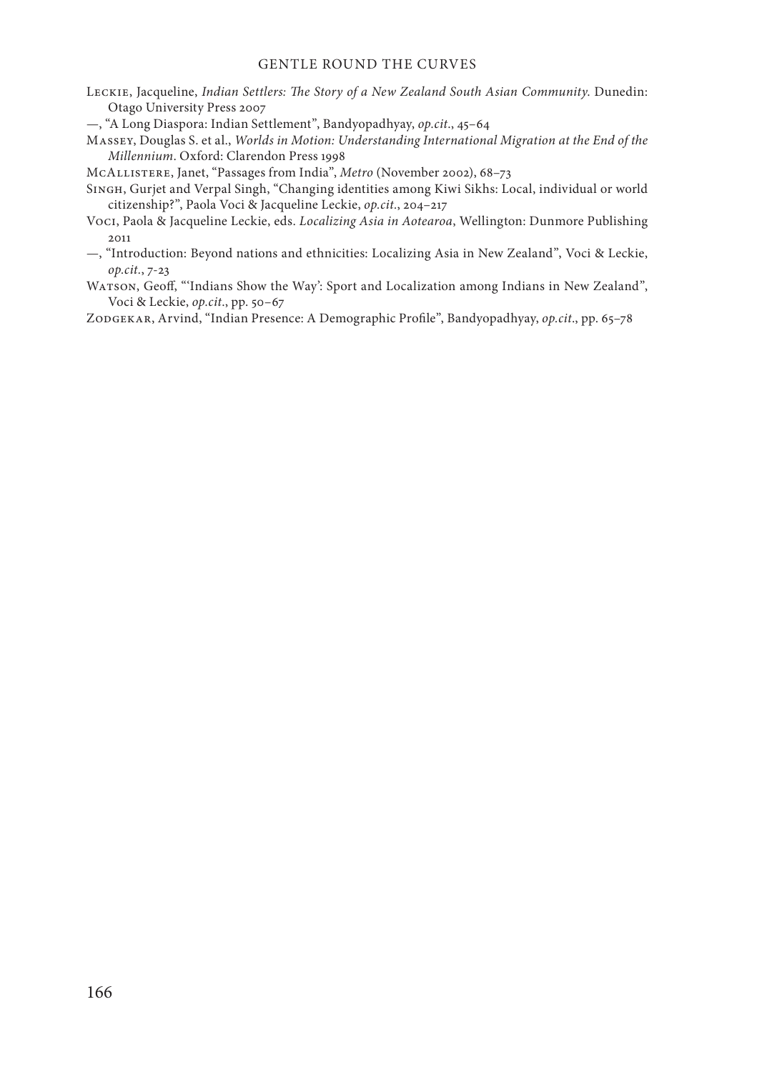Leckie, Jacqueline, *Indian Settlers: The Story of a New Zealand South Asian Community*. Dunedin: Otago University Press 2007

—, "A Long Diaspora: Indian Settlement", Bandyopadhyay, *op.cit*., 45–64

Massey, Douglas S. et al., *Worlds in Motion: Understanding International Migration at the End of the Millennium*. Oxford: Clarendon Press 1998

McAllistere, Janet, "Passages from India", *Metro* (November 2002), 68–73

Singh, Gurjet and Verpal Singh, "Changing identities among Kiwi Sikhs: Local, individual or world citizenship?", Paola Voci & Jacqueline Leckie, *op.cit*., 204–217

Voci, Paola & Jacqueline Leckie, eds. *Localizing Asia in Aotearoa*, Wellington: Dunmore Publishing 2011

—, "Introduction: Beyond nations and ethnicities: Localizing Asia in New Zealand", Voci & Leckie, *op.cit*., 7-23

Watson, Geoff, "'Indians Show the Way': Sport and Localization among Indians in New Zealand", Voci & Leckie, *op.cit*., pp. 50–67

Zodgekar, Arvind, "Indian Presence: A Demographic Profile", Bandyopadhyay, *op.cit*., pp. 65–78